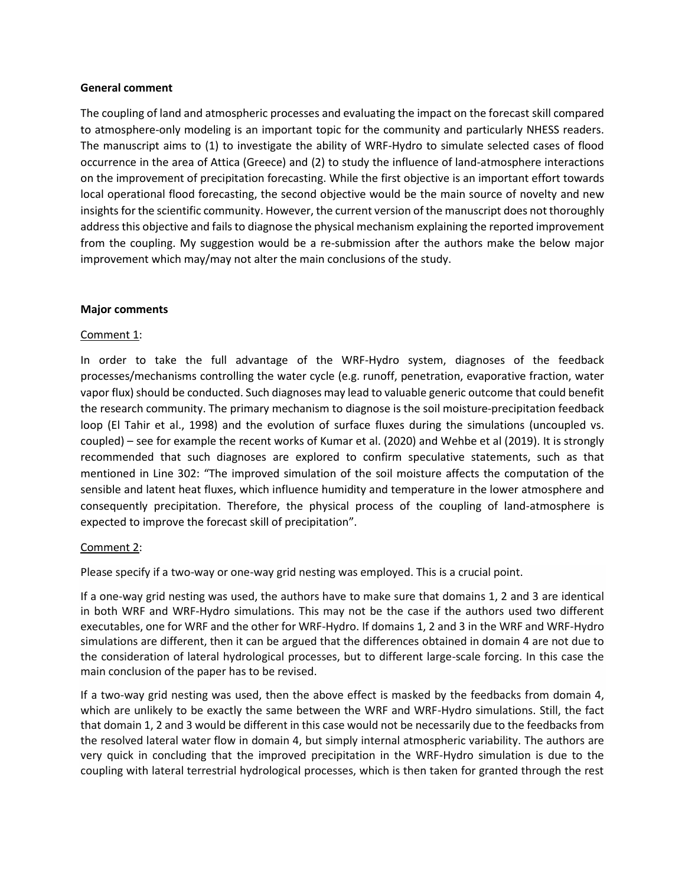**General comment**

The coupling of land and atmospheric processes and evaluating the impact on the forecast skill compared to atmosphere-only modeling is an important topic for the community and particularly NHESS readers. The manuscript aims to (1) to investigate the ability of WRF-Hydro to simulate selected cases of flood occurrence in the area of Attica (Greece) and (2) to study the influence of land-atmosphere interactions on the improvement of precipitation forecasting. While the first objective is an important effort towards local operational flood forecasting, the second objective would be the main source of novelty and new insights for the scientific community. However, the current version of the manuscript does not thoroughly address this objective and fails to diagnose the physical mechanism explaining the reported improvement from the coupling. My suggestion would be a re-submission after the authors make the below major improvement which may/may not alter the main conclusions of the study.

**Major comments**

Comment 1:

In order to take the full advantage of the WRF-Hydro system, diagnoses of the feedback processes/mechanisms controlling the water cycle (e.g. runoff, penetration, evaporative fraction, water vapor flux) should be conducted. Such diagnoses may lead to valuable generic outcome that could benefit the research community. The primary mechanism to diagnose is the soil moisture-precipitation feedback loop (El Tahir et al., 1998) and the evolution of surface fluxes during the simulations (uncoupled vs. coupled) – see for example the recent works of Kumar et al. (2020) and Wehbe et al (2019). It is strongly recommended that such diagnoses are explored to confirm speculative statements, such as that mentioned in Line 302: "The improved simulation of the soil moisture affects the computation of the sensible and latent heat fluxes, which influence humidity and temperature in the lower atmosphere and consequently precipitation. Therefore, the physical process of the coupling of land-atmosphere is expected to improve the forecast skill of precipitation".

Comment 2:

Please specify if a two-way or one-way grid nesting was employed. This is a crucial point.

If a one-way grid nesting was used, the authors have to make sure that domains 1, 2 and 3 are identical in both WRF and WRF-Hydro simulations. This may not be the case if the authors used two different executables, one for WRF and the other for WRF-Hydro. If domains 1, 2 and 3 in the WRF and WRF-Hydro simulations are different, then it can be argued that the differences obtained in domain 4 are not due to the consideration of lateral hydrological processes, but to different large-scale forcing. In this case the main conclusion of the paper has to be revised.

If a two-way grid nesting was used, then the above effect is masked by the feedbacks from domain 4, which are unlikely to be exactly the same between the WRF and WRF-Hydro simulations. Still, the fact that domain 1, 2 and 3 would be different in this case would not be necessarily due to the feedbacks from the resolved lateral water flow in domain 4, but simply internal atmospheric variability. The authors are very quick in concluding that the improved precipitation in the WRF-Hydro simulation is due to the coupling with lateral terrestrial hydrological processes, which is then taken for granted through the rest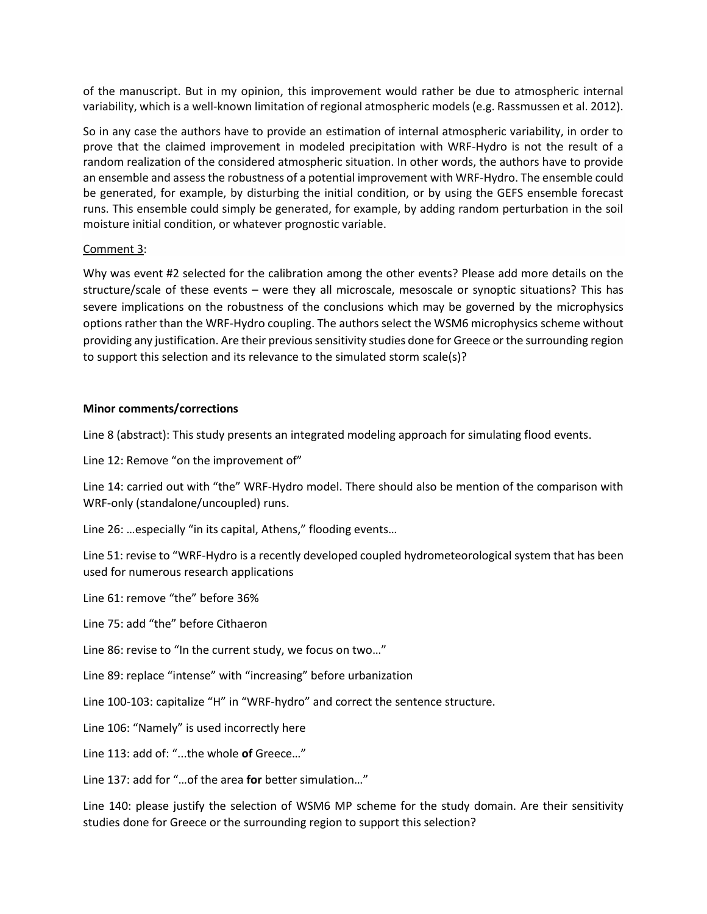of the manuscript. But in my opinion, this improvement would rather be due to atmospheric internal variability, which is a well-known limitation of regional atmospheric models (e.g. Rassmussen et al. 2012).

So in any case the authors have to provide an estimation of internal atmospheric variability, in order to prove that the claimed improvement in modeled precipitation with WRF-Hydro is not the result of a random realization of the considered atmospheric situation. In other words, the authors have to provide an ensemble and assess the robustness of a potential improvement with WRF-Hydro. The ensemble could be generated, for example, by disturbing the initial condition, or by using the GEFS ensemble forecast runs. This ensemble could simply be generated, for example, by adding random perturbation in the soil moisture initial condition, or whatever prognostic variable.

Comment 3:

Why was event #2 selected for the calibration among the other events? Please add more details on the structure/scale of these events – were they all microscale, mesoscale or synoptic situations? This has severe implications on the robustness of the conclusions which may be governed by the microphysics options rather than the WRF-Hydro coupling. The authors select the WSM6 microphysics scheme without providing any justification. Are their previous sensitivity studies done for Greece or the surrounding region to support this selection and its relevance to the simulated storm scale(s)?

**Minor comments/corrections**

Line 8 (abstract): This study presents an integrated modeling approach for simulating flood events.

Line 12: Remove "on the improvement of"

Line 14: carried out with "the" WRF-Hydro model. There should also be mention of the comparison with WRF-only (standalone/uncoupled) runs.

Line 26: …especially "in its capital, Athens," flooding events…

Line 51: revise to "WRF-Hydro is a recently developed coupled hydrometeorological system that has been used for numerous research applications

Line 61: remove "the" before 36%

Line 75: add "the" before Cithaeron

Line 86: revise to "In the current study, we focus on two…"

Line 89: replace "intense" with "increasing" before urbanization

Line 100-103: capitalize "H" in "WRF-hydro" and correct the sentence structure.

Line 106: "Namely" is used incorrectly here

Line 113: add of: "...the whole **of** Greece…"

Line 137: add for "…of the area **for** better simulation…"

Line 140: please justify the selection of WSM6 MP scheme for the study domain. Are their sensitivity studies done for Greece or the surrounding region to support this selection?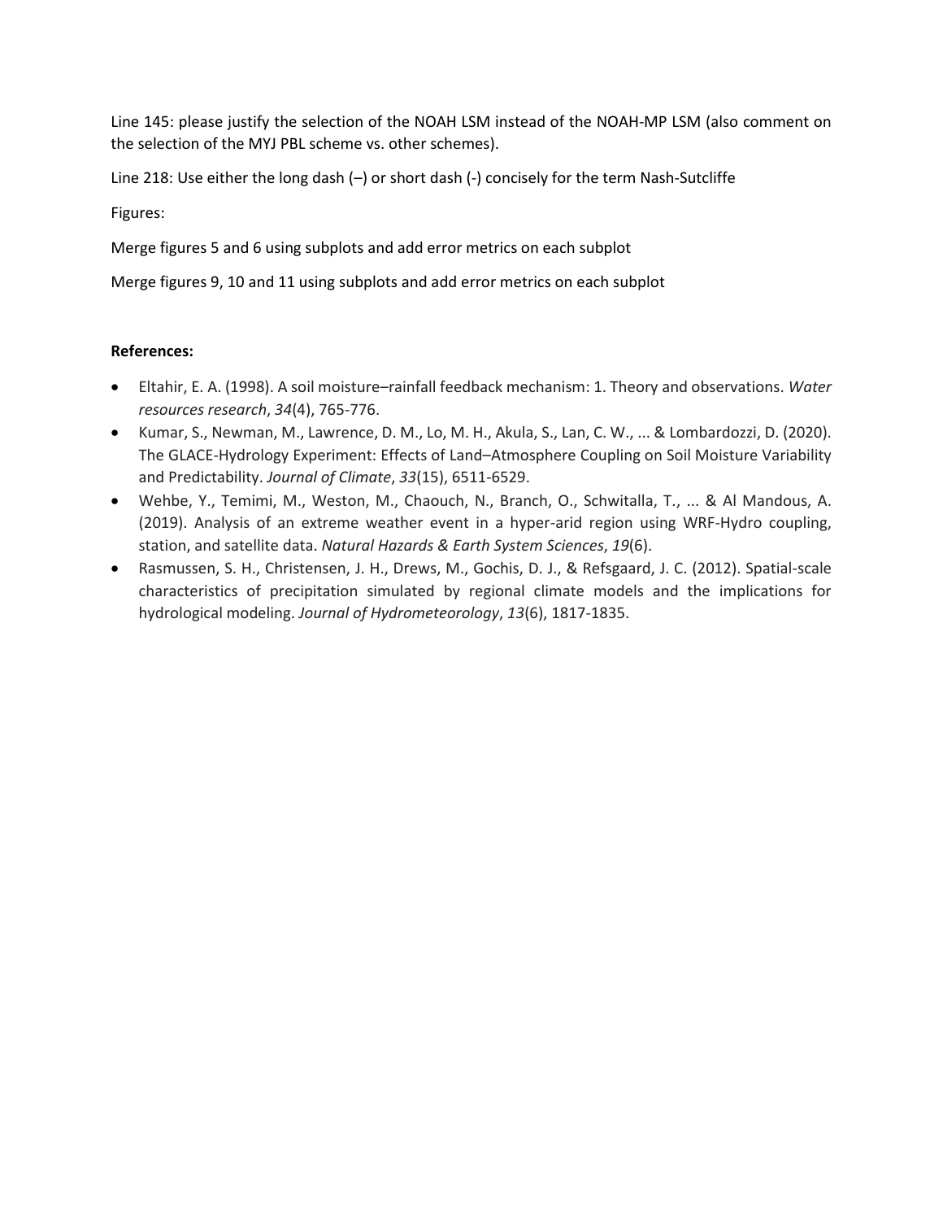Line 145: please justify the selection of the NOAH LSM instead of the NOAH-MP LSM (also comment on the selection of the MYJ PBL scheme vs. other schemes).

Line 218: Use either the long dash (–) or short dash (-) concisely for the term Nash-Sutcliffe

Figures:

Merge figures 5 and 6 using subplots and add error metrics on each subplot

Merge figures 9, 10 and 11 using subplots and add error metrics on each subplot

**References:**

- Eltahir, E. A. (1998). A soil moisture–rainfall feedback mechanism: 1. Theory and observations. *Water resources research*, *34*(4), 765-776.
- Kumar, S., Newman, M., Lawrence, D. M., Lo, M. H., Akula, S., Lan, C. W., ... & Lombardozzi, D. (2020). The GLACE-Hydrology Experiment: Effects of Land–Atmosphere Coupling on Soil Moisture Variability and Predictability. *Journal of Climate*, *33*(15), 6511-6529.
- Wehbe, Y., Temimi, M., Weston, M., Chaouch, N., Branch, O., Schwitalla, T., ... & Al Mandous, A. (2019). Analysis of an extreme weather event in a hyper-arid region using WRF-Hydro coupling, station, and satellite data. *Natural Hazards & Earth System Sciences*, *19*(6).
- Rasmussen, S. H., Christensen, J. H., Drews, M., Gochis, D. J., & Refsgaard, J. C. (2012). Spatial-scale characteristics of precipitation simulated by regional climate models and the implications for hydrological modeling. *Journal of Hydrometeorology*, *13*(6), 1817-1835.